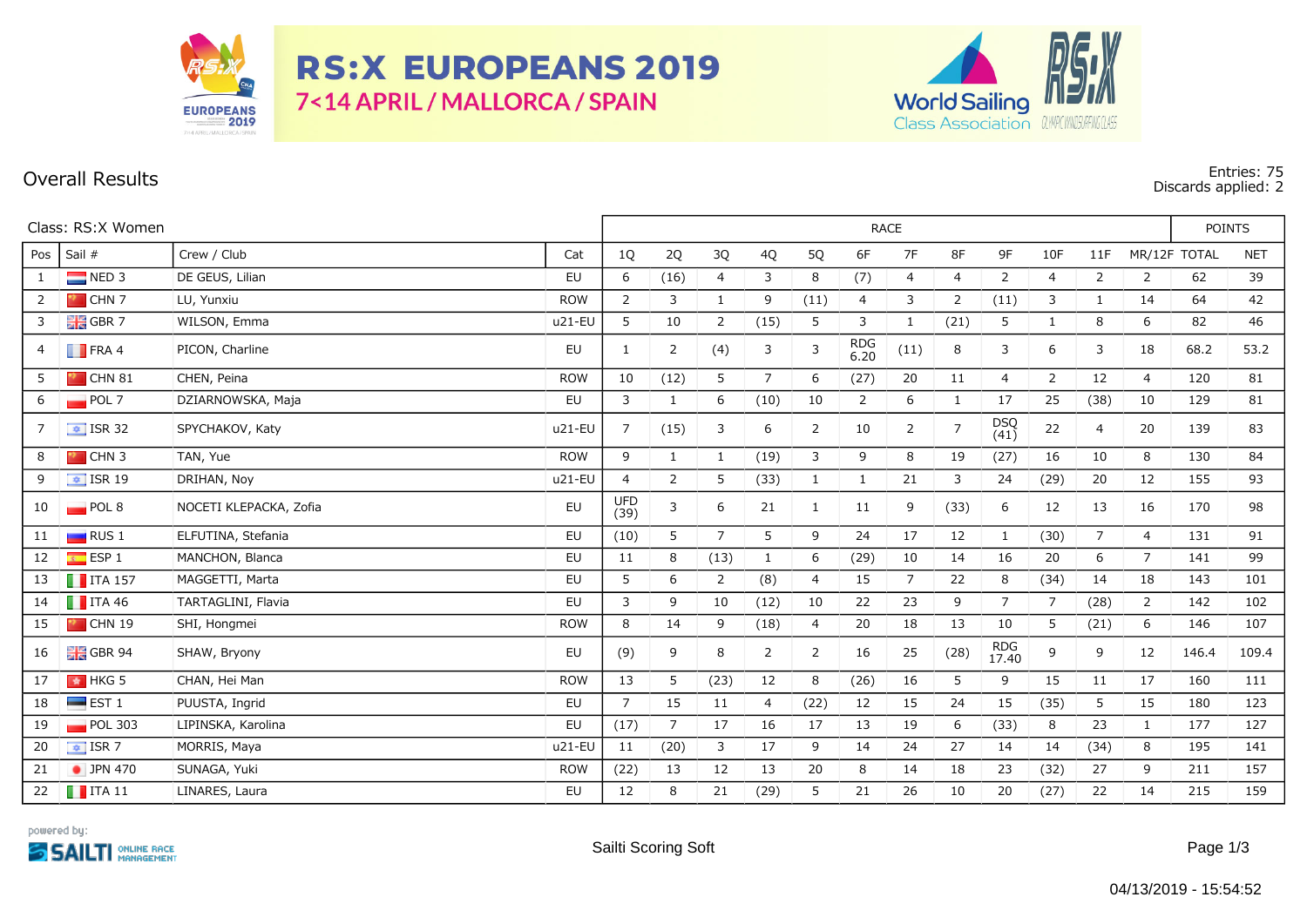# RS:X EUROPEANS 2019

7<14 APRIL / MALLORCA / SPAIN

## Overall Results

Entries: 75
Discards applied: 2

Class: RS:X Women

| Pos | Sail # | Crew / Club | Cat | 1Q | 2Q | 3Q | 4Q | 5Q | 6F | 7F | 8F | 9F | 10F | 11F | MR/12F | TOTAL | NET |
|---|---|---|---|---|---|---|---|---|---|---|---|---|---|---|---|---|---|
| 1 | NED 3 | DE GEUS, Lilian | EU | 6 | (16) | 4 | 3 | 8 | (7) | 4 | 4 | 2 | 4 | 2 | 2 | 62 | 39 |
| 2 | CHN 7 | LU, Yunxiu | ROW | 2 | 3 | 1 | 9 | (11) | 4 | 3 | 2 | (11) | 3 | 1 | 14 | 64 | 42 |
| 3 | GBR 7 | WILSON, Emma | u21-EU | 5 | 10 | 2 | (15) | 5 | 3 | 1 | (21) | 5 | 1 | 8 | 6 | 82 | 46 |
| 4 | FRA 4 | PICON, Charline | EU | 1 | 2 | (4) | 3 | 3 | RDG 6.20 | (11) | 8 | 3 | 6 | 3 | 18 | 68.2 | 53.2 |
| 5 | CHN 81 | CHEN, Peina | ROW | 10 | (12) | 5 | 7 | 6 | (27) | 20 | 11 | 4 | 2 | 12 | 4 | 120 | 81 |
| 6 | POL 7 | DZIARNOWSKA, Maja | EU | 3 | 1 | 6 | (10) | 10 | 2 | 6 | 1 | 17 | 25 | (38) | 10 | 129 | 81 |
| 7 | ISR 32 | SPYCHAKOV, Katy | u21-EU | 7 | (15) | 3 | 6 | 2 | 10 | 2 | 7 | DSQ (41) | 22 | 4 | 20 | 139 | 83 |
| 8 | CHN 3 | TAN, Yue | ROW | 9 | 1 | 1 | (19) | 3 | 9 | 8 | 19 | (27) | 16 | 10 | 8 | 130 | 84 |
| 9 | ISR 19 | DRIHAN, Noy | u21-EU | 4 | 2 | 5 | (33) | 1 | 1 | 21 | 3 | 24 | (29) | 20 | 12 | 155 | 93 |
| 10 | POL 8 | NOCETI KLEPACKA, Zofia | EU | UFD (39) | 3 | 6 | 21 | 1 | 11 | 9 | (33) | 6 | 12 | 13 | 16 | 170 | 98 |
| 11 | RUS 1 | ELFUTINA, Stefania | EU | (10) | 5 | 7 | 5 | 9 | 24 | 17 | 12 | 1 | (30) | 7 | 4 | 131 | 91 |
| 12 | ESP 1 | MANCHON, Blanca | EU | 11 | 8 | (13) | 1 | 6 | (29) | 10 | 14 | 16 | 20 | 6 | 7 | 141 | 99 |
| 13 | ITA 157 | MAGGETTI, Marta | EU | 5 | 6 | 2 | (8) | 4 | 15 | 7 | 22 | 8 | (34) | 14 | 18 | 143 | 101 |
| 14 | ITA 46 | TARTAGLINI, Flavia | EU | 3 | 9 | 10 | (12) | 10 | 22 | 23 | 9 | 7 | 7 | (28) | 2 | 142 | 102 |
| 15 | CHN 19 | SHI, Hongmei | ROW | 8 | 14 | 9 | (18) | 4 | 20 | 18 | 13 | 10 | 5 | (21) | 6 | 146 | 107 |
| 16 | GBR 94 | SHAW, Bryony | EU | (9) | 9 | 8 | 2 | 2 | 16 | 25 | (28) | RDG 17.40 | 9 | 9 | 12 | 146.4 | 109.4 |
| 17 | HKG 5 | CHAN, Hei Man | ROW | 13 | 5 | (23) | 12 | 8 | (26) | 16 | 5 | 9 | 15 | 11 | 17 | 160 | 111 |
| 18 | EST 1 | PUUSTA, Ingrid | EU | 7 | 15 | 11 | 4 | (22) | 12 | 15 | 24 | 15 | (35) | 5 | 15 | 180 | 123 |
| 19 | POL 303 | LIPINSKA, Karolina | EU | (17) | 7 | 17 | 16 | 17 | 13 | 19 | 6 | (33) | 8 | 23 | 1 | 177 | 127 |
| 20 | ISR 7 | MORRIS, Maya | u21-EU | 11 | (20) | 3 | 17 | 9 | 14 | 24 | 27 | 14 | 14 | (34) | 8 | 195 | 141 |
| 21 | JPN 470 | SUNAGA, Yuki | ROW | (22) | 13 | 12 | 13 | 20 | 8 | 14 | 18 | 23 | (32) | 27 | 9 | 211 | 157 |
| 22 | ITA 11 | LINARES, Laura | EU | 12 | 8 | 21 | (29) | 5 | 21 | 26 | 10 | 20 | (27) | 22 | 14 | 215 | 159 |

powered by: SAILTI ONLINE RACE MANAGEMENT

Sailti Scoring Soft

04/13/2019 - 15:54:52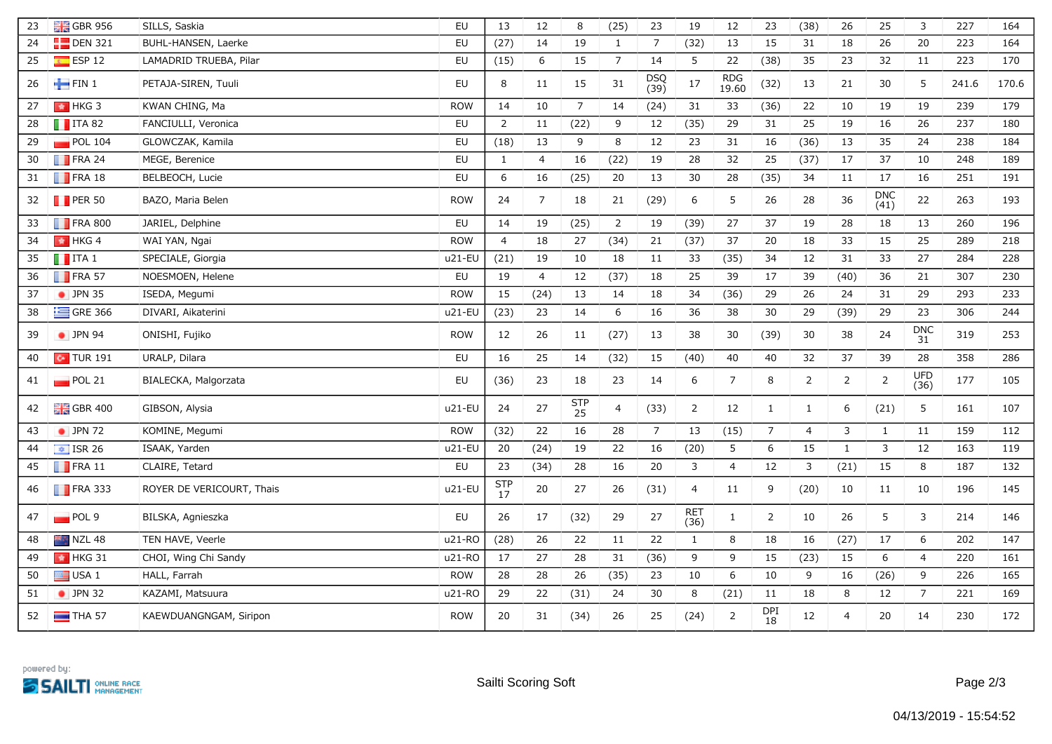| 23 | GBR 956 | SILLS, Saskia | EU | 13 | 12 | 8 | (25) | 23 | 19 | 12 | 23 | (38) | 26 | 25 | 3 | 227 | 164 |
|---|---|---|---|---|---|---|---|---|---|---|---|---|---|---|---|---|---|
| 24 | DEN 321 | BUHL-HANSEN, Laerke | EU | (27) | 14 | 19 | 1 | 7 | (32) | 13 | 15 | 31 | 18 | 26 | 20 | 223 | 164 |
| 25 | ESP 12 | LAMADRID TRUEBA, Pilar | EU | (15) | 6 | 15 | 7 | 14 | 5 | 22 | (38) | 35 | 23 | 32 | 11 | 223 | 170 |
| 26 | FIN 1 | PETAJA-SIREN, Tuuli | EU | 8 | 11 | 15 | 31 | DSQ (39) | 17 | RDG 19.60 | (32) | 13 | 21 | 30 | 5 | 241.6 | 170.6 |
| 27 | HKG 3 | KWAN CHING, Ma | ROW | 14 | 10 | 7 | 14 | (24) | 31 | 33 | (36) | 22 | 10 | 19 | 19 | 239 | 179 |
| 28 | ITA 82 | FANCIULLI, Veronica | EU | 2 | 11 | (22) | 9 | 12 | (35) | 29 | 31 | 25 | 19 | 16 | 26 | 237 | 180 |
| 29 | POL 104 | GLOWCZAK, Kamila | EU | (18) | 13 | 9 | 8 | 12 | 23 | 31 | 16 | (36) | 13 | 35 | 24 | 238 | 184 |
| 30 | FRA 24 | MEGE, Berenice | EU | 1 | 4 | 16 | (22) | 19 | 28 | 32 | 25 | (37) | 17 | 37 | 10 | 248 | 189 |
| 31 | FRA 18 | BELBEOCH, Lucie | EU | 6 | 16 | (25) | 20 | 13 | 30 | 28 | (35) | 34 | 11 | 17 | 16 | 251 | 191 |
| 32 | PER 50 | BAZO, Maria Belen | ROW | 24 | 7 | 18 | 21 | (29) | 6 | 5 | 26 | 28 | 36 | DNC (41) | 22 | 263 | 193 |
| 33 | FRA 800 | JARIEL, Delphine | EU | 14 | 19 | (25) | 2 | 19 | (39) | 27 | 37 | 19 | 28 | 18 | 13 | 260 | 196 |
| 34 | HKG 4 | WAI YAN, Ngai | ROW | 4 | 18 | 27 | (34) | 21 | (37) | 37 | 20 | 18 | 33 | 15 | 25 | 289 | 218 |
| 35 | ITA 1 | SPECIALE, Giorgia | u21-EU | (21) | 19 | 10 | 18 | 11 | 33 | (35) | 34 | 12 | 31 | 33 | 27 | 284 | 228 |
| 36 | FRA 57 | NOESMOEN, Helene | EU | 19 | 4 | 12 | (37) | 18 | 25 | 39 | 17 | 39 | (40) | 36 | 21 | 307 | 230 |
| 37 | JPN 35 | ISEDA, Megumi | ROW | 15 | (24) | 13 | 14 | 18 | 34 | (36) | 29 | 26 | 24 | 31 | 29 | 293 | 233 |
| 38 | GRE 366 | DIVARI, Aikaterini | u21-EU | (23) | 23 | 14 | 6 | 16 | 36 | 38 | 30 | 29 | (39) | 29 | 23 | 306 | 244 |
| 39 | JPN 94 | ONISHI, Fujiko | ROW | 12 | 26 | 11 | (27) | 13 | 38 | 30 | (39) | 30 | 38 | 24 | DNC 31 | 319 | 253 |
| 40 | TUR 191 | URALP, Dilara | EU | 16 | 25 | 14 | (32) | 15 | (40) | 40 | 40 | 32 | 37 | 39 | 28 | 358 | 286 |
| 41 | POL 21 | BIALECKA, Malgorzata | EU | (36) | 23 | 18 | 23 | 14 | 6 | 7 | 8 | 2 | 2 | 2 | UFD (36) | 177 | 105 |
| 42 | GBR 400 | GIBSON, Alysia | u21-EU | 24 | 27 | STP 25 | 4 | (33) | 2 | 12 | 1 | 1 | 6 | (21) | 5 | 161 | 107 |
| 43 | JPN 72 | KOMINE, Megumi | ROW | (32) | 22 | 16 | 28 | 7 | 13 | (15) | 7 | 4 | 3 | 1 | 11 | 159 | 112 |
| 44 | ISR 26 | ISAAK, Yarden | u21-EU | 20 | (24) | 19 | 22 | 16 | (20) | 5 | 6 | 15 | 1 | 3 | 12 | 163 | 119 |
| 45 | FRA 11 | CLAIRE, Tetard | EU | 23 | (34) | 28 | 16 | 20 | 3 | 4 | 12 | 3 | (21) | 15 | 8 | 187 | 132 |
| 46 | FRA 333 | ROYER DE VERICOURT, Thais | u21-EU | STP 17 | 20 | 27 | 26 | (31) | 4 | 11 | 9 | (20) | 10 | 11 | 10 | 196 | 145 |
| 47 | POL 9 | BILSKA, Agnieszka | EU | 26 | 17 | (32) | 29 | 27 | RET (36) | 1 | 2 | 10 | 26 | 5 | 3 | 214 | 146 |
| 48 | NZL 48 | TEN HAVE, Veerle | u21-RO | (28) | 26 | 22 | 11 | 22 | 1 | 8 | 18 | 16 | (27) | 17 | 6 | 202 | 147 |
| 49 | HKG 31 | CHOI, Wing Chi Sandy | u21-RO | 17 | 27 | 28 | 31 | (36) | 9 | 9 | 15 | (23) | 15 | 6 | 4 | 220 | 161 |
| 50 | USA 1 | HALL, Farrah | ROW | 28 | 28 | 26 | (35) | 23 | 10 | 6 | 10 | 9 | 16 | (26) | 9 | 226 | 165 |
| 51 | JPN 32 | KAZAMI, Matsuura | u21-RO | 29 | 22 | (31) | 24 | 30 | 8 | (21) | 11 | 18 | 8 | 12 | 7 | 221 | 169 |
| 52 | THA 57 | KAEWDUANGNGAM, Siripon | ROW | 20 | 31 | (34) | 26 | 25 | (24) | 2 | DPI 18 | 12 | 4 | 20 | 14 | 230 | 172 |

powered by: SAILTI ONLINE RACE MANAGEMENT

Sailti Scoring Soft

04/13/2019 - 15:54:52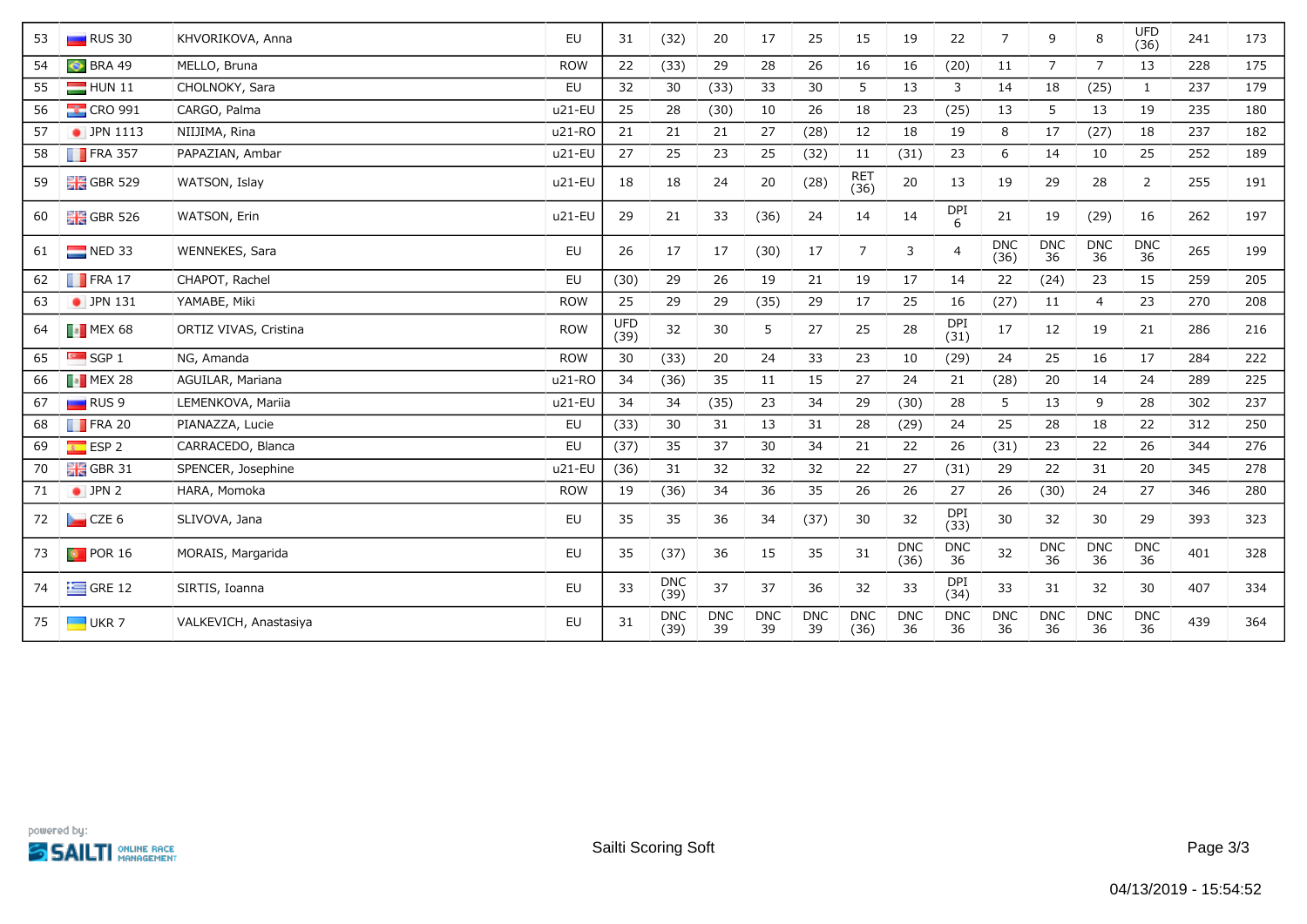| | | | | | | | | | | | | | | | | | |
|---|---|---|---|---|---|---|---|---|---|---|---|---|---|---|---|---|---|
| 53 | RUS 30 | KHVORIKOVA, Anna | EU | 31 | (32) | 20 | 17 | 25 | 15 | 19 | 22 | 7 | 9 | 8 | UFD (36) | 241 | 173 |
| 54 | BRA 49 | MELLO, Bruna | ROW | 22 | (33) | 29 | 28 | 26 | 16 | 16 | (20) | 11 | 7 | 7 | 13 | 228 | 175 |
| 55 | HUN 11 | CHOLNOKY, Sara | EU | 32 | 30 | (33) | 33 | 30 | 5 | 13 | 3 | 14 | 18 | (25) | 1 | 237 | 179 |
| 56 | CRO 991 | CARGO, Palma | u21-EU | 25 | 28 | (30) | 10 | 26 | 18 | 23 | (25) | 13 | 5 | 13 | 19 | 235 | 180 |
| 57 | JPN 1113 | NIIJIMA, Rina | u21-RO | 21 | 21 | 21 | 27 | (28) | 12 | 18 | 19 | 8 | 17 | (27) | 18 | 237 | 182 |
| 58 | FRA 357 | PAPAZIAN, Ambar | u21-EU | 27 | 25 | 23 | 25 | (32) | 11 | (31) | 23 | 6 | 14 | 10 | 25 | 252 | 189 |
| 59 | GBR 529 | WATSON, Islay | u21-EU | 18 | 18 | 24 | 20 | (28) | RET (36) | 20 | 13 | 19 | 29 | 28 | 2 | 255 | 191 |
| 60 | GBR 526 | WATSON, Erin | u21-EU | 29 | 21 | 33 | (36) | 24 | 14 | 14 | DPI 6 | 21 | 19 | (29) | 16 | 262 | 197 |
| 61 | NED 33 | WENNEKES, Sara | EU | 26 | 17 | 17 | (30) | 17 | 7 | 3 | 4 | DNC (36) | DNC 36 | DNC 36 | DNC 36 | 265 | 199 |
| 62 | FRA 17 | CHAPOT, Rachel | EU | (30) | 29 | 26 | 19 | 21 | 19 | 17 | 14 | 22 | (24) | 23 | 15 | 259 | 205 |
| 63 | JPN 131 | YAMABE, Miki | ROW | 25 | 29 | 29 | (35) | 29 | 17 | 25 | 16 | (27) | 11 | 4 | 23 | 270 | 208 |
| 64 | MEX 68 | ORTIZ VIVAS, Cristina | ROW | UFD (39) | 32 | 30 | 5 | 27 | 25 | 28 | DPI (31) | 17 | 12 | 19 | 21 | 286 | 216 |
| 65 | SGP 1 | NG, Amanda | ROW | 30 | (33) | 20 | 24 | 33 | 23 | 10 | (29) | 24 | 25 | 16 | 17 | 284 | 222 |
| 66 | MEX 28 | AGUILAR, Mariana | u21-RO | 34 | (36) | 35 | 11 | 15 | 27 | 24 | 21 | (28) | 20 | 14 | 24 | 289 | 225 |
| 67 | RUS 9 | LEMENKOVA, Mariia | u21-EU | 34 | 34 | (35) | 23 | 34 | 29 | (30) | 28 | 5 | 13 | 9 | 28 | 302 | 237 |
| 68 | FRA 20 | PIANAZZA, Lucie | EU | (33) | 30 | 31 | 13 | 31 | 28 | (29) | 24 | 25 | 28 | 18 | 22 | 312 | 250 |
| 69 | ESP 2 | CARRACEDO, Blanca | EU | (37) | 35 | 37 | 30 | 34 | 21 | 22 | 26 | (31) | 23 | 22 | 26 | 344 | 276 |
| 70 | GBR 31 | SPENCER, Josephine | u21-EU | (36) | 31 | 32 | 32 | 32 | 22 | 27 | (31) | 29 | 22 | 31 | 20 | 345 | 278 |
| 71 | JPN 2 | HARA, Momoka | ROW | 19 | (36) | 34 | 36 | 35 | 26 | 26 | 27 | 26 | (30) | 24 | 27 | 346 | 280 |
| 72 | CZE 6 | SLIVOVA, Jana | EU | 35 | 35 | 36 | 34 | (37) | 30 | 32 | DPI (33) | 30 | 32 | 30 | 29 | 393 | 323 |
| 73 | POR 16 | MORAIS, Margarida | EU | 35 | (37) | 36 | 15 | 35 | 31 | DNC (36) | DNC 36 | 32 | DNC 36 | DNC 36 | DNC 36 | 401 | 328 |
| 74 | GRE 12 | SIRTIS, Ioanna | EU | 33 | DNC (39) | 37 | 37 | 36 | 32 | 33 | DPI (34) | 33 | 31 | 32 | 30 | 407 | 334 |
| 75 | UKR 7 | VALKEVICH, Anastasiya | EU | 31 | DNC (39) | DNC 39 | DNC 39 | DNC 39 | DNC (36) | DNC 36 | DNC 36 | DNC 36 | DNC 36 | DNC 36 | DNC 36 | 439 | 364 |

powered by: SAILTI ONLINE RACE MANAGEMENT

Sailti Scoring Soft

04/13/2019 - 15:54:52